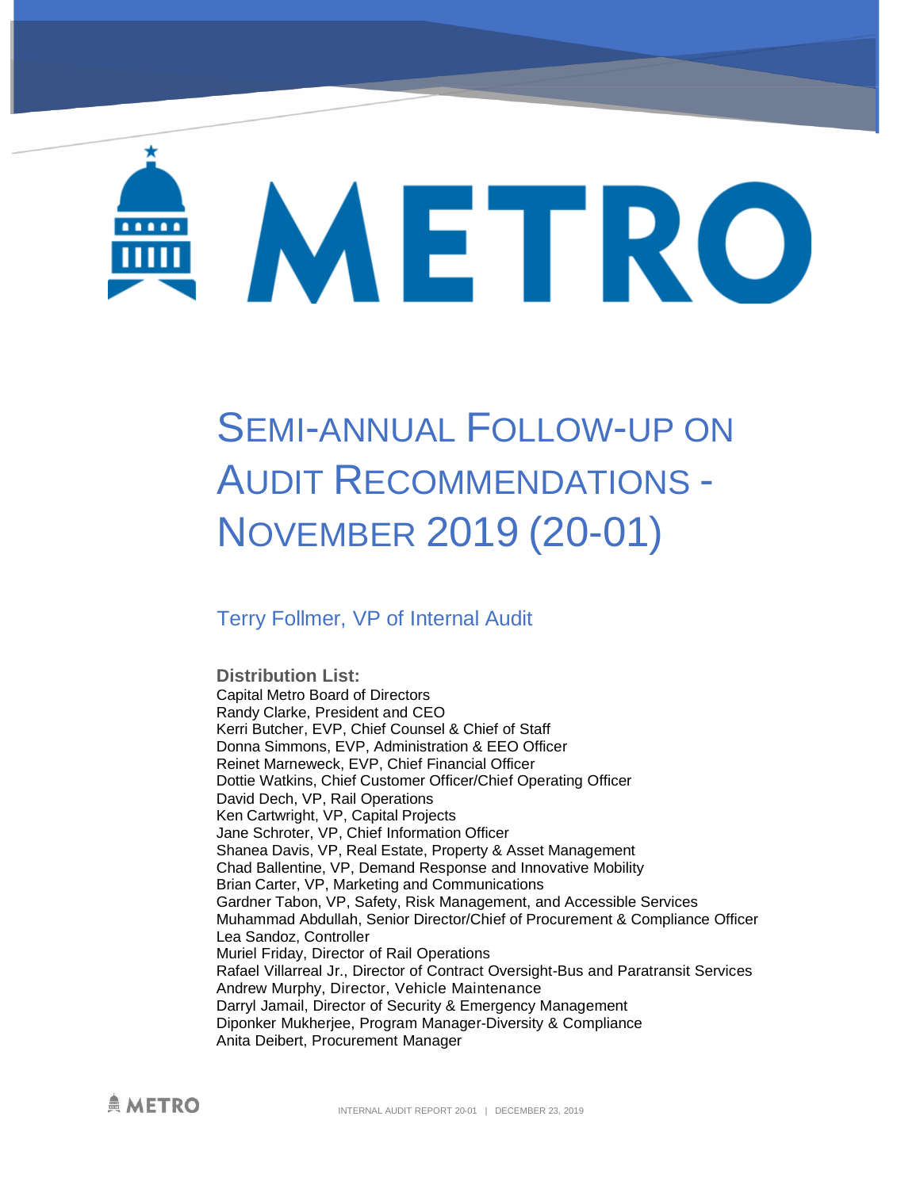# METRO

# Semi-annual Follow-up on Audit Recommendations - November 2019 (20-01)

Terry Follmer, VP of Internal Audit

**Distribution List:**

Capital Metro Board of Directors
Randy Clarke, President and CEO
Kerri Butcher, EVP, Chief Counsel & Chief of Staff
Donna Simmons, EVP, Administration & EEO Officer
Reinet Marneweck, EVP, Chief Financial Officer
Dottie Watkins, Chief Customer Officer/Chief Operating Officer
David Dech, VP, Rail Operations
Ken Cartwright, VP, Capital Projects
Jane Schroter, VP, Chief Information Officer
Shanea Davis, VP, Real Estate, Property & Asset Management
Chad Ballentine, VP, Demand Response and Innovative Mobility
Brian Carter, VP, Marketing and Communications
Gardner Tabon, VP, Safety, Risk Management, and Accessible Services
Muhammad Abdullah, Senior Director/Chief of Procurement & Compliance Officer
Lea Sandoz, Controller
Muriel Friday, Director of Rail Operations
Rafael Villarreal Jr., Director of Contract Oversight-Bus and Paratransit Services
Andrew Murphy, Director, Vehicle Maintenance
Darryl Jamail, Director of Security & Emergency Management
Diponker Mukherjee, Program Manager-Diversity & Compliance
Anita Deibert, Procurement Manager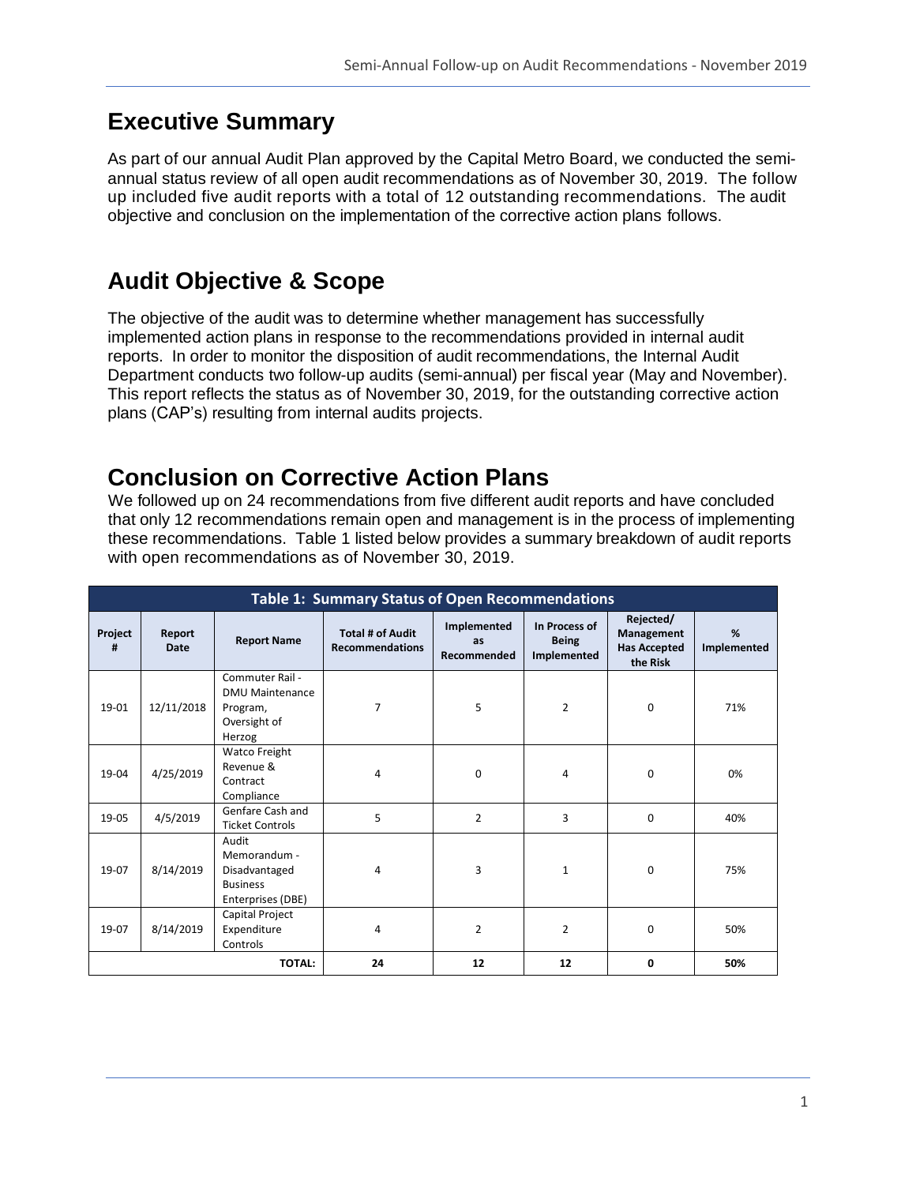## Executive Summary

As part of our annual Audit Plan approved by the Capital Metro Board, we conducted the semi-annual status review of all open audit recommendations as of November 30, 2019. The follow up included five audit reports with a total of 12 outstanding recommendations. The audit objective and conclusion on the implementation of the corrective action plans follows.

## Audit Objective & Scope

The objective of the audit was to determine whether management has successfully implemented action plans in response to the recommendations provided in internal audit reports. In order to monitor the disposition of audit recommendations, the Internal Audit Department conducts two follow-up audits (semi-annual) per fiscal year (May and November). This report reflects the status as of November 30, 2019, for the outstanding corrective action plans (CAP's) resulting from internal audits projects.

## Conclusion on Corrective Action Plans

We followed up on 24 recommendations from five different audit reports and have concluded that only 12 recommendations remain open and management is in the process of implementing these recommendations. Table 1 listed below provides a summary breakdown of audit reports with open recommendations as of November 30, 2019.

**Table 1: Summary Status of Open Recommendations**

| Project # | Report Date | Report Name | Total # of Audit Recommendations | Implemented as Recommended | In Process of Being Implemented | Rejected/ Management Has Accepted the Risk | % Implemented |
|---|---|---|---|---|---|---|---|
| 19-01 | 12/11/2018 | Commuter Rail - DMU Maintenance Program, Oversight of Herzog | 7 | 5 | 2 | 0 | 71% |
| 19-04 | 4/25/2019 | Watco Freight Revenue & Contract Compliance | 4 | 0 | 4 | 0 | 0% |
| 19-05 | 4/5/2019 | Genfare Cash and Ticket Controls | 5 | 2 | 3 | 0 | 40% |
| 19-07 | 8/14/2019 | Audit Memorandum - Disadvantaged Business Enterprises (DBE) | 4 | 3 | 1 | 0 | 75% |
| 19-07 | 8/14/2019 | Capital Project Expenditure Controls | 4 | 2 | 2 | 0 | 50% |
| | | **TOTAL:** | **24** | **12** | **12** | **0** | **50%** |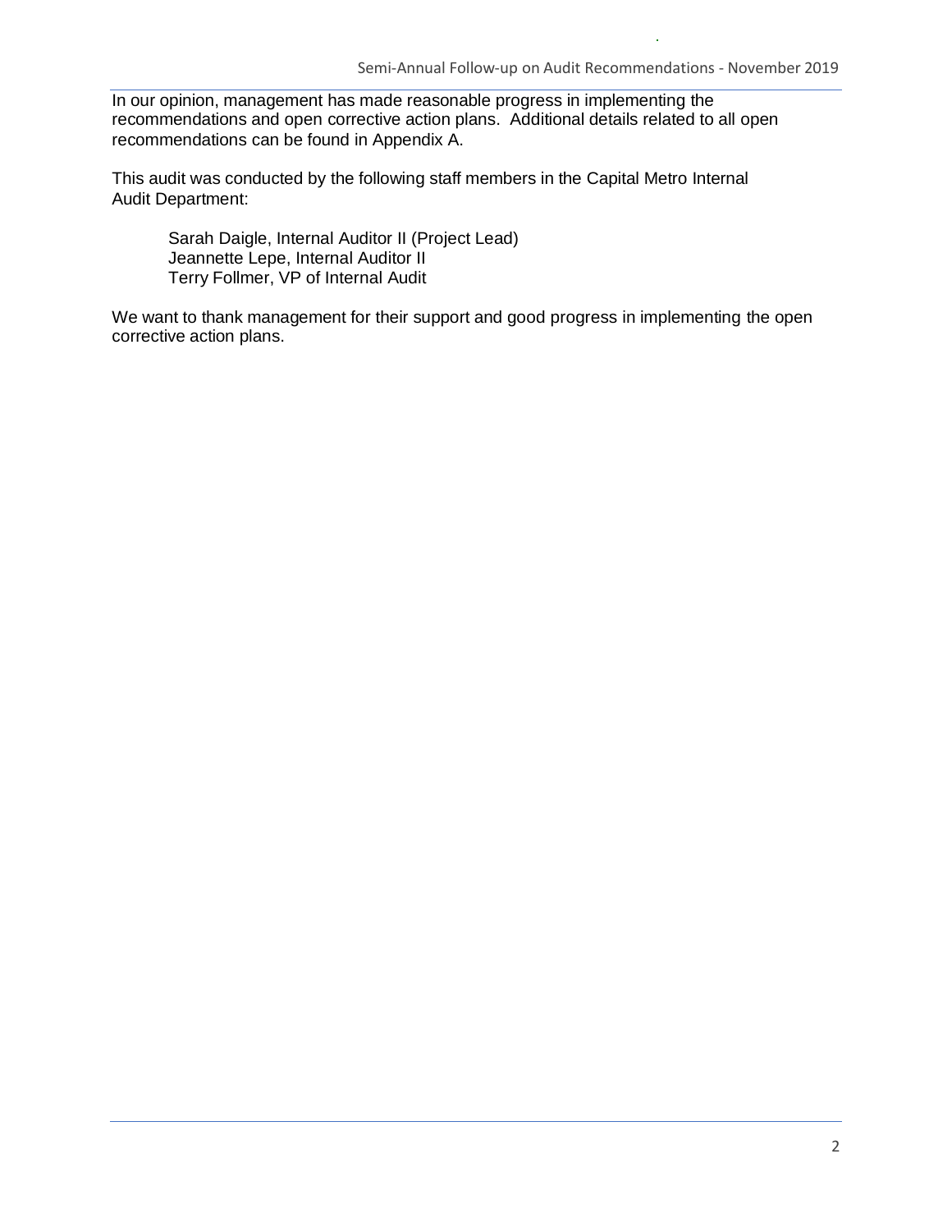In our opinion, management has made reasonable progress in implementing the recommendations and open corrective action plans. Additional details related to all open recommendations can be found in Appendix A.

This audit was conducted by the following staff members in the Capital Metro Internal Audit Department:

Sarah Daigle, Internal Auditor II (Project Lead)
Jeannette Lepe, Internal Auditor II
Terry Follmer, VP of Internal Audit

We want to thank management for their support and good progress in implementing the open corrective action plans.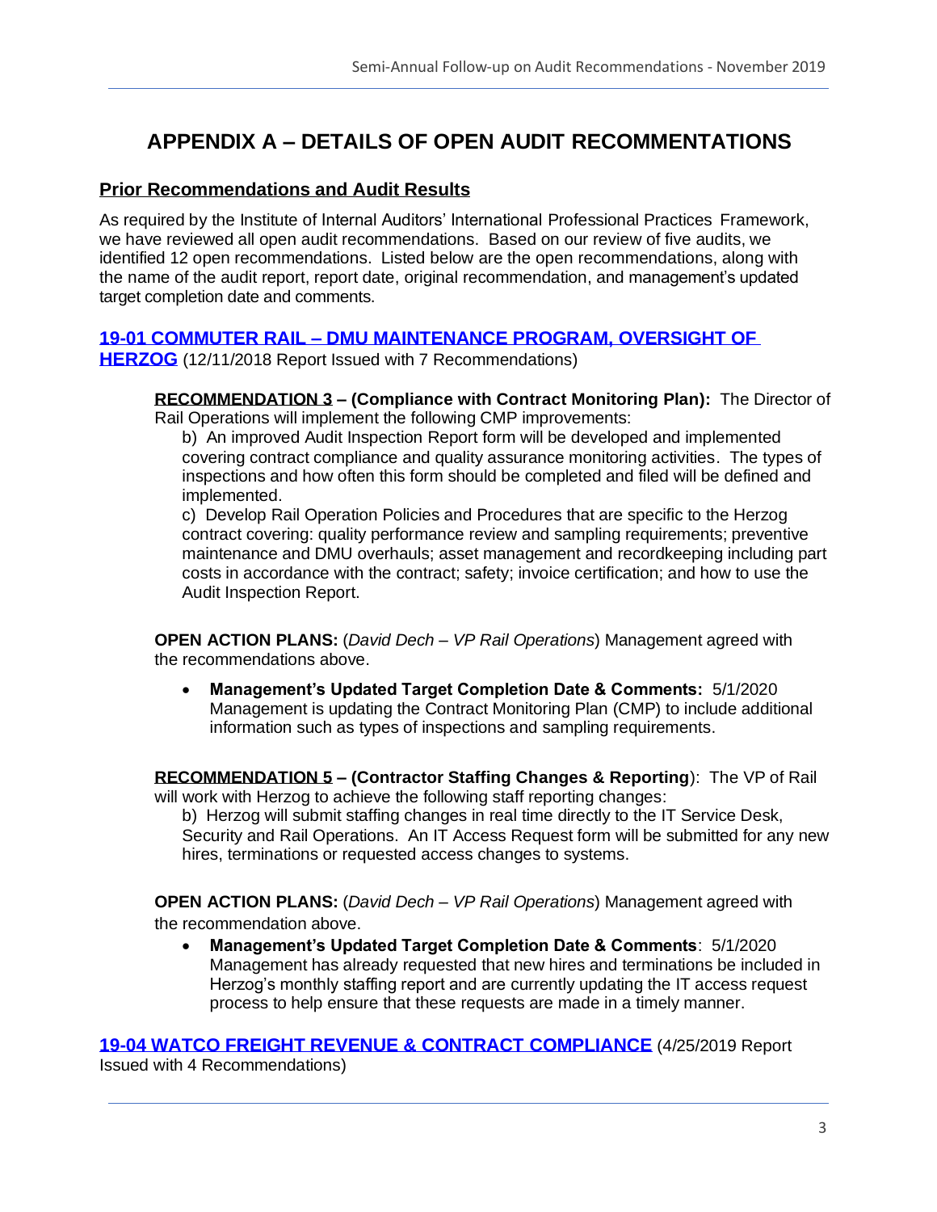# APPENDIX A – DETAILS OF OPEN AUDIT RECOMMENDATIONS

## Prior Recommendations and Audit Results

As required by the Institute of Internal Auditors' International Professional Practices Framework, we have reviewed all open audit recommendations. Based on our review of five audits, we identified 12 open recommendations. Listed below are the open recommendations, along with the name of the audit report, report date, original recommendation, and management's updated target completion date and comments.

### 19-01 COMMUTER RAIL – DMU MAINTENANCE PROGRAM, OVERSIGHT OF HERZOG (12/11/2018 Report Issued with 7 Recommendations)

**RECOMMENDATION 3 – (Compliance with Contract Monitoring Plan):** The Director of Rail Operations will implement the following CMP improvements:

b) An improved Audit Inspection Report form will be developed and implemented covering contract compliance and quality assurance monitoring activities. The types of inspections and how often this form should be completed and filed will be defined and implemented.

c) Develop Rail Operation Policies and Procedures that are specific to the Herzog contract covering: quality performance review and sampling requirements; preventive maintenance and DMU overhauls; asset management and recordkeeping including part costs in accordance with the contract; safety; invoice certification; and how to use the Audit Inspection Report.

**OPEN ACTION PLANS:** (*David Dech – VP Rail Operations*) Management agreed with the recommendations above.

- **Management's Updated Target Completion Date & Comments:** 5/1/2020 Management is updating the Contract Monitoring Plan (CMP) to include additional information such as types of inspections and sampling requirements.

**RECOMMENDATION 5 – (Contractor Staffing Changes & Reporting)**: The VP of Rail will work with Herzog to achieve the following staff reporting changes:

b) Herzog will submit staffing changes in real time directly to the IT Service Desk, Security and Rail Operations. An IT Access Request form will be submitted for any new hires, terminations or requested access changes to systems.

**OPEN ACTION PLANS:** (*David Dech – VP Rail Operations*) Management agreed with the recommendation above.

- **Management's Updated Target Completion Date & Comments**: 5/1/2020 Management has already requested that new hires and terminations be included in Herzog's monthly staffing report and are currently updating the IT access request process to help ensure that these requests are made in a timely manner.

### 19-04 WATCO FREIGHT REVENUE & CONTRACT COMPLIANCE (4/25/2019 Report Issued with 4 Recommendations)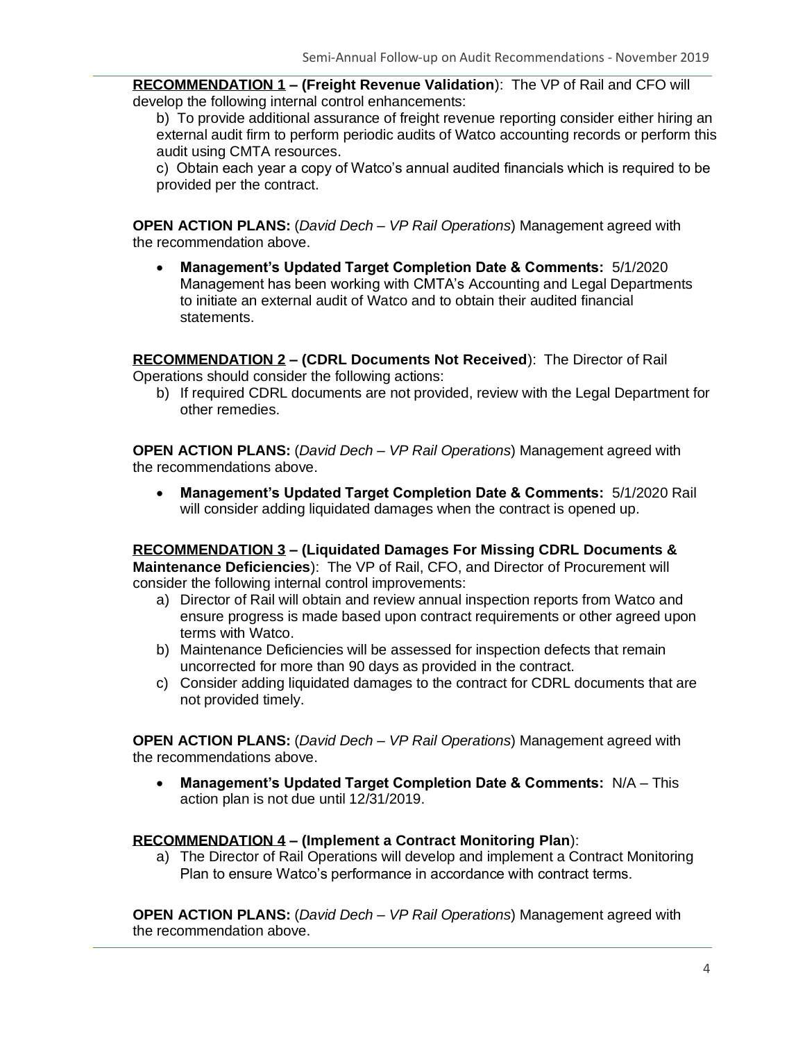**RECOMMENDATION 1 – (Freight Revenue Validation)**: The VP of Rail and CFO will develop the following internal control enhancements:

b) To provide additional assurance of freight revenue reporting consider either hiring an external audit firm to perform periodic audits of Watco accounting records or perform this audit using CMTA resources.

c) Obtain each year a copy of Watco's annual audited financials which is required to be provided per the contract.

**OPEN ACTION PLANS:** (*David Dech – VP Rail Operations*) Management agreed with the recommendation above.

- **Management's Updated Target Completion Date & Comments:** 5/1/2020 Management has been working with CMTA's Accounting and Legal Departments to initiate an external audit of Watco and to obtain their audited financial statements.

**RECOMMENDATION 2 – (CDRL Documents Not Received)**: The Director of Rail Operations should consider the following actions:

b) If required CDRL documents are not provided, review with the Legal Department for other remedies.

**OPEN ACTION PLANS:** (*David Dech – VP Rail Operations*) Management agreed with the recommendations above.

- **Management's Updated Target Completion Date & Comments:** 5/1/2020 Rail will consider adding liquidated damages when the contract is opened up.

**RECOMMENDATION 3 – (Liquidated Damages For Missing CDRL Documents & Maintenance Deficiencies)**: The VP of Rail, CFO, and Director of Procurement will consider the following internal control improvements:

a) Director of Rail will obtain and review annual inspection reports from Watco and ensure progress is made based upon contract requirements or other agreed upon terms with Watco.
b) Maintenance Deficiencies will be assessed for inspection defects that remain uncorrected for more than 90 days as provided in the contract.
c) Consider adding liquidated damages to the contract for CDRL documents that are not provided timely.

**OPEN ACTION PLANS:** (*David Dech – VP Rail Operations*) Management agreed with the recommendations above.

- **Management's Updated Target Completion Date & Comments:** N/A – This action plan is not due until 12/31/2019.

**RECOMMENDATION 4 – (Implement a Contract Monitoring Plan)**:

a) The Director of Rail Operations will develop and implement a Contract Monitoring Plan to ensure Watco's performance in accordance with contract terms.

**OPEN ACTION PLANS:** (*David Dech – VP Rail Operations*) Management agreed with the recommendation above.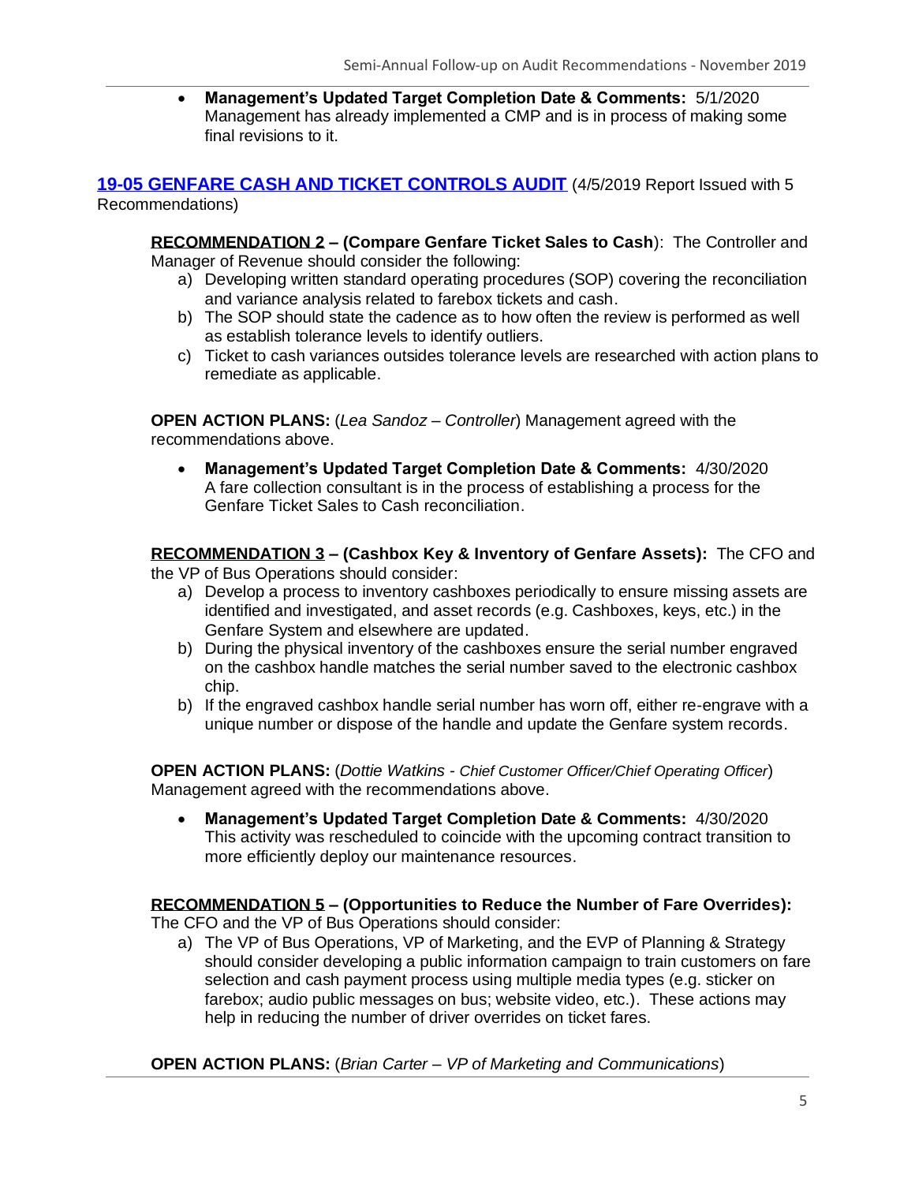- **Management's Updated Target Completion Date & Comments:** 5/1/2020 Management has already implemented a CMP and is in process of making some final revisions to it.

## [19-05 GENFARE CASH AND TICKET CONTROLS AUDIT](#) (4/5/2019 Report Issued with 5 Recommendations)

**RECOMMENDATION 2 – (Compare Genfare Ticket Sales to Cash**): The Controller and Manager of Revenue should consider the following:

a) Developing written standard operating procedures (SOP) covering the reconciliation and variance analysis related to farebox tickets and cash.
b) The SOP should state the cadence as to how often the review is performed as well as establish tolerance levels to identify outliers.
c) Ticket to cash variances outsides tolerance levels are researched with action plans to remediate as applicable.

**OPEN ACTION PLANS:** (*Lea Sandoz – Controller*) Management agreed with the recommendations above.

- **Management's Updated Target Completion Date & Comments:** 4/30/2020 A fare collection consultant is in the process of establishing a process for the Genfare Ticket Sales to Cash reconciliation.

**RECOMMENDATION 3 – (Cashbox Key & Inventory of Genfare Assets):** The CFO and the VP of Bus Operations should consider:

a) Develop a process to inventory cashboxes periodically to ensure missing assets are identified and investigated, and asset records (e.g. Cashboxes, keys, etc.) in the Genfare System and elsewhere are updated.
b) During the physical inventory of the cashboxes ensure the serial number engraved on the cashbox handle matches the serial number saved to the electronic cashbox chip.
b) If the engraved cashbox handle serial number has worn off, either re-engrave with a unique number or dispose of the handle and update the Genfare system records.

**OPEN ACTION PLANS:** (*Dottie Watkins - Chief Customer Officer/Chief Operating Officer*) Management agreed with the recommendations above.

- **Management's Updated Target Completion Date & Comments:** 4/30/2020 This activity was rescheduled to coincide with the upcoming contract transition to more efficiently deploy our maintenance resources.

**RECOMMENDATION 5 – (Opportunities to Reduce the Number of Fare Overrides):** The CFO and the VP of Bus Operations should consider:

a) The VP of Bus Operations, VP of Marketing, and the EVP of Planning & Strategy should consider developing a public information campaign to train customers on fare selection and cash payment process using multiple media types (e.g. sticker on farebox; audio public messages on bus; website video, etc.). These actions may help in reducing the number of driver overrides on ticket fares.

**OPEN ACTION PLANS:** (*Brian Carter – VP of Marketing and Communications*)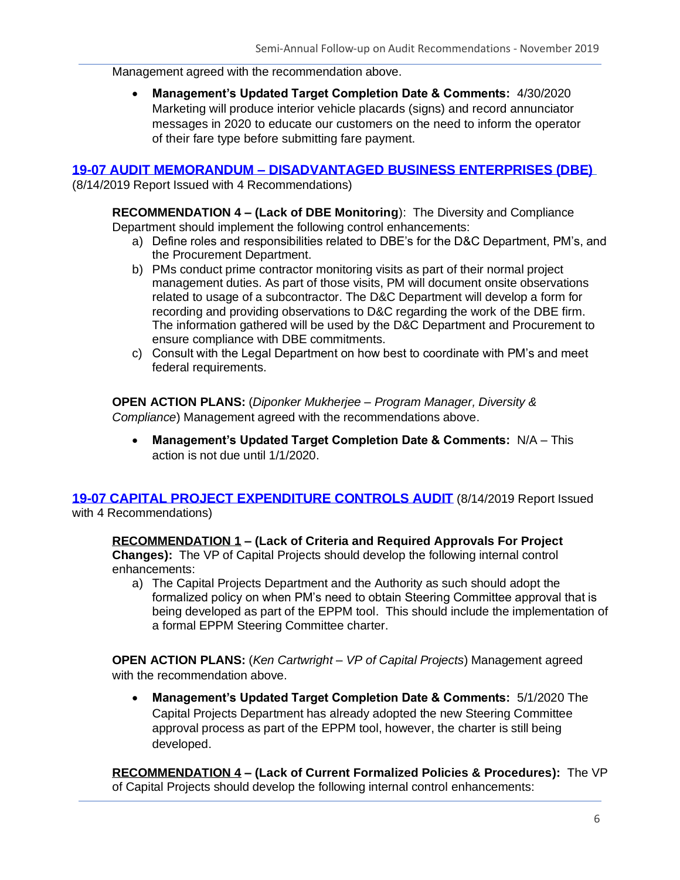Management agreed with the recommendation above.

- **Management's Updated Target Completion Date & Comments:** 4/30/2020 Marketing will produce interior vehicle placards (signs) and record annunciator messages in 2020 to educate our customers on the need to inform the operator of their fare type before submitting fare payment.

## [19-07 AUDIT MEMORANDUM – DISADVANTAGED BUSINESS ENTERPRISES (DBE)]

(8/14/2019 Report Issued with 4 Recommendations)

**RECOMMENDATION 4 – (Lack of DBE Monitoring**): The Diversity and Compliance Department should implement the following control enhancements:

a) Define roles and responsibilities related to DBE's for the D&C Department, PM's, and the Procurement Department.
b) PMs conduct prime contractor monitoring visits as part of their normal project management duties. As part of those visits, PM will document onsite observations related to usage of a subcontractor. The D&C Department will develop a form for recording and providing observations to D&C regarding the work of the DBE firm. The information gathered will be used by the D&C Department and Procurement to ensure compliance with DBE commitments.
c) Consult with the Legal Department on how best to coordinate with PM's and meet federal requirements.

**OPEN ACTION PLANS:** (*Diponker Mukherjee – Program Manager, Diversity & Compliance*) Management agreed with the recommendations above.

- **Management's Updated Target Completion Date & Comments:** N/A – This action is not due until 1/1/2020.

## [19-07 CAPITAL PROJECT EXPENDITURE CONTROLS AUDIT] (8/14/2019 Report Issued with 4 Recommendations)

**RECOMMENDATION 1 – (Lack of Criteria and Required Approvals For Project Changes):** The VP of Capital Projects should develop the following internal control enhancements:

a) The Capital Projects Department and the Authority as such should adopt the formalized policy on when PM's need to obtain Steering Committee approval that is being developed as part of the EPPM tool. This should include the implementation of a formal EPPM Steering Committee charter.

**OPEN ACTION PLANS:** (*Ken Cartwright – VP of Capital Projects*) Management agreed with the recommendation above.

- **Management's Updated Target Completion Date & Comments:** 5/1/2020 The Capital Projects Department has already adopted the new Steering Committee approval process as part of the EPPM tool, however, the charter is still being developed.

**RECOMMENDATION 4 – (Lack of Current Formalized Policies & Procedures):** The VP of Capital Projects should develop the following internal control enhancements: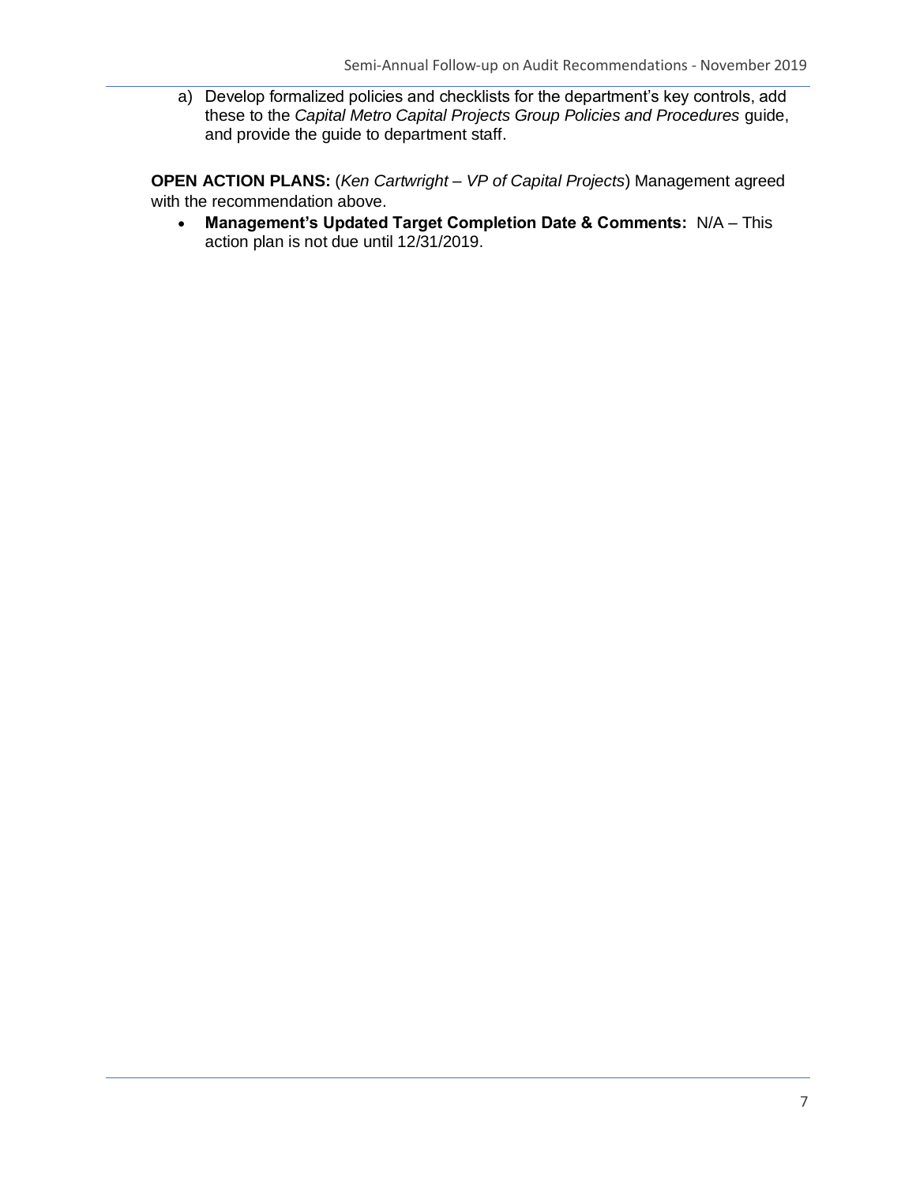a) Develop formalized policies and checklists for the department's key controls, add these to the *Capital Metro Capital Projects Group Policies and Procedures* guide, and provide the guide to department staff.

**OPEN ACTION PLANS:** (*Ken Cartwright – VP of Capital Projects*) Management agreed with the recommendation above.

- **Management's Updated Target Completion Date & Comments:** N/A – This action plan is not due until 12/31/2019.